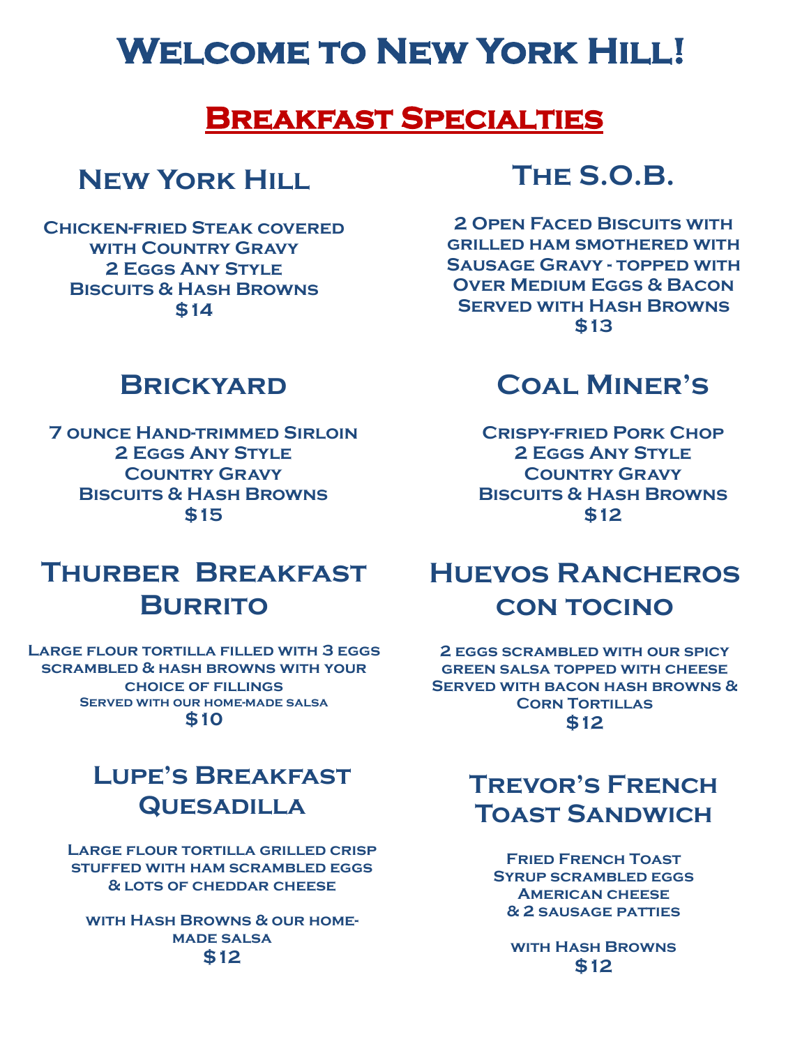# Welcome to New York Hill!

## Breakfast Specialties

### New York Hill

Chicken-fried Steak covered with Country Gravy
2 Eggs Any Style
Biscuits & Hash Browns
$14

### The S.O.B.

2 Open Faced Biscuits with grilled ham smothered with Sausage Gravy - topped with Over Medium Eggs & Bacon
Served with Hash Browns
$13

### Brickyard

7 ounce Hand-trimmed Sirloin
2 Eggs Any Style
Country Gravy
Biscuits & Hash Browns
$15

### Coal Miner's

Crispy-fried Pork Chop
2 Eggs Any Style
Country Gravy
Biscuits & Hash Browns
$12

### Thurber Breakfast Burrito

Large flour tortilla filled with 3 eggs scrambled & hash browns with your choice of fillings
Served with our home-made salsa
$10

### Huevos Rancheros con tocino

2 eggs scrambled with our spicy green salsa topped with cheese
Served with bacon hash browns & Corn Tortillas
$12

### Lupe's Breakfast Quesadilla

Large flour tortilla grilled crisp stuffed with ham scrambled eggs & lots of cheddar cheese

with Hash Browns & our home-made salsa
$12

### Trevor's French Toast Sandwich

Fried French Toast
Syrup scrambled eggs
American cheese
& 2 sausage patties

with Hash Browns
$12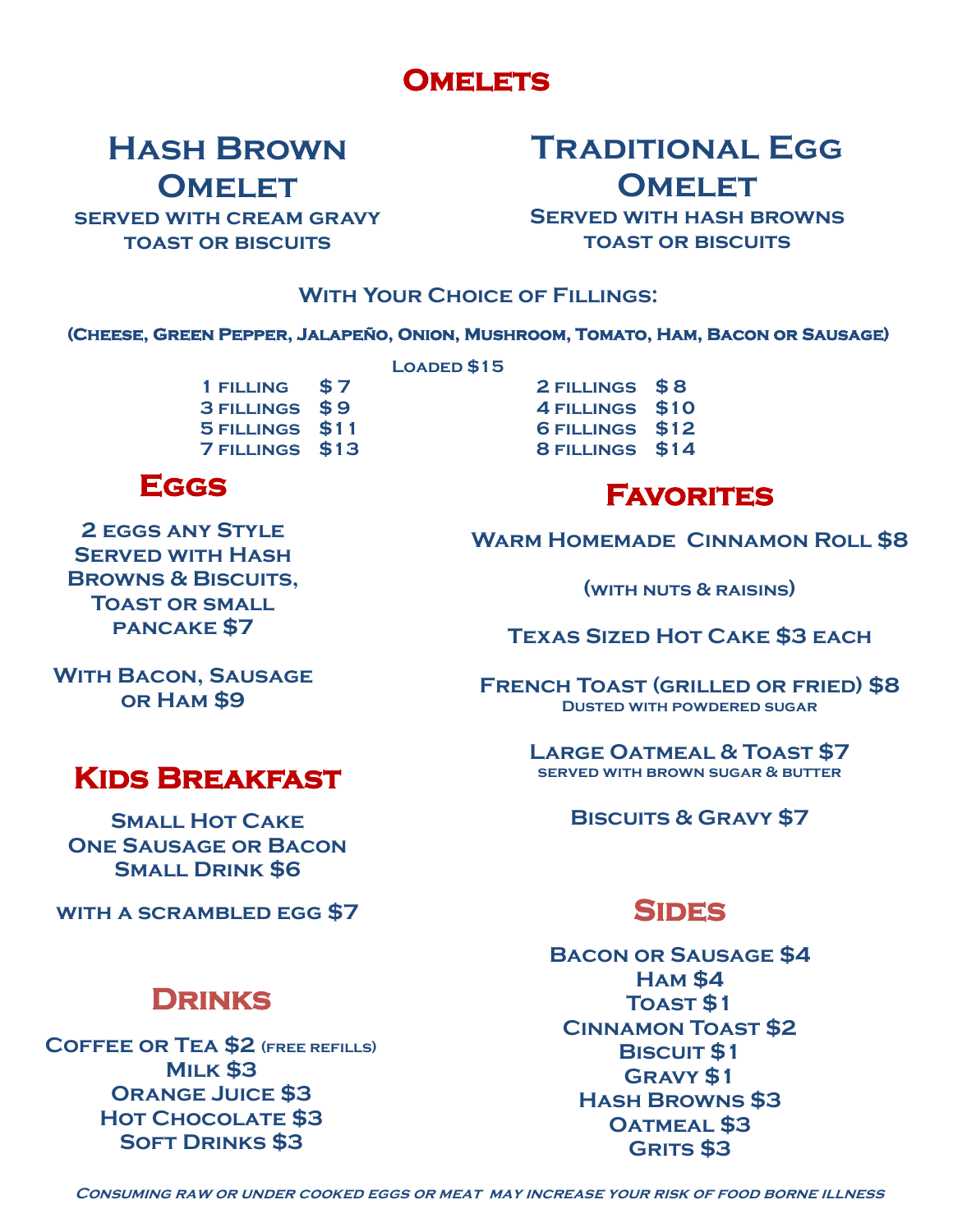# Omelets

## Hash Brown Omelet

served with cream gravy
toast or biscuits

## Traditional Egg Omelet

Served with hash browns
toast or biscuits

**With Your Choice of Fillings:**

**(Cheese, Green Pepper, Jalapeño, Onion, Mushroom, Tomato, Ham, Bacon or Sausage)**

**Loaded $15**

| | | | |
|---|---|---|---|
| 1 filling | $ 7 | 2 fillings | $ 8 |
| 3 fillings | $ 9 | 4 fillings | $10 |
| 5 fillings | $11 | 6 fillings | $12 |
| 7 fillings | $13 | 8 fillings | $14 |

# Eggs

2 eggs any Style Served with Hash Browns & Biscuits, Toast or small pancake $7

With Bacon, Sausage or Ham $9

# Kids Breakfast

Small Hot Cake
One Sausage or Bacon
Small Drink $6

with a scrambled egg $7

# Drinks

Coffee or Tea $2 (free refills)
Milk $3
Orange Juice $3
Hot Chocolate $3
Soft Drinks $3

# Favorites

Warm Homemade Cinnamon Roll $8

(with nuts & raisins)

Texas Sized Hot Cake $3 each

French Toast (grilled or fried) $8
Dusted with powdered sugar

Large Oatmeal & Toast $7
served with brown sugar & butter

Biscuits & Gravy $7

# Sides

Bacon or Sausage $4
Ham $4
Toast $1
Cinnamon Toast $2
Biscuit $1
Gravy $1
Hash Browns $3
Oatmeal $3
Grits $3

*Consuming raw or under cooked eggs or meat may increase your risk of food borne illness*